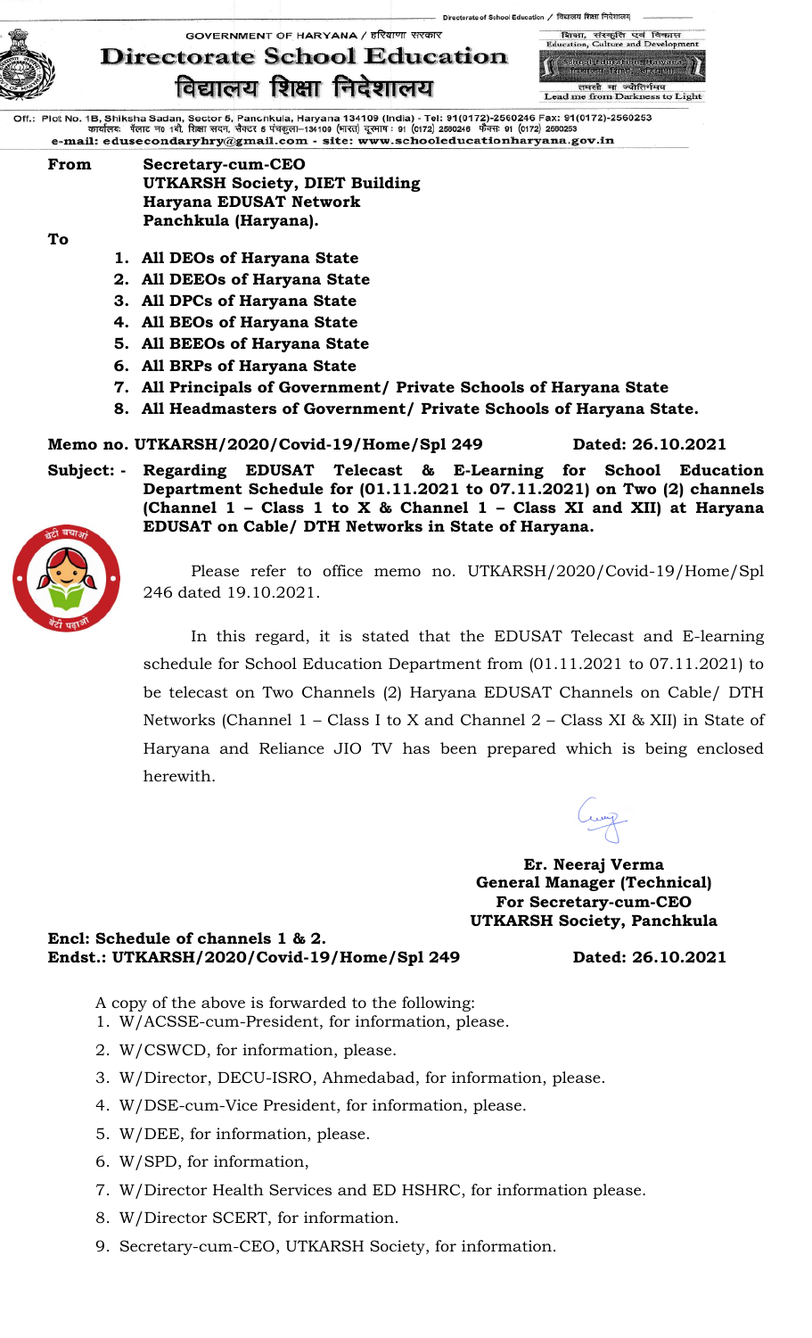Directorate of School Education / विद्यालय शिक्षा निदेशालय

GOVERNMENT OF HARYANA / हरियाणा सरकार

# Directorate School Education
# विद्यालय शिक्षा निदेशालय

शिक्षा, संस्कृति एवं विकास
Education, Culture and Development

तमसो मा ज्योतिर्गमय
Lead me from Darkness to Light

Off.: Plot No. 1B, Shiksha Sadan, Sector 5, Panchkula, Haryana 134109 (India) - Tel: 91(0172)-2560246 Fax: 91(0172)-2560253
कार्यालयः प्लाट न0 1बी, शिक्षा सदन, सैक्टर 5 पंचकूला–134109 (भारत) दूरभाष : 91 (0172) 2560246 फैक्सः 91 (0172) 2560253
e-mail: edusecondaryhry@gmail.com - site: www.schooleducationharyana.gov.in

**From** **Secretary-cum-CEO**
**UTKARSH Society, DIET Building**
**Haryana EDUSAT Network**
**Panchkula (Haryana).**

**To**

1. **All DEOs of Haryana State**
2. **All DEEOs of Haryana State**
3. **All DPCs of Haryana State**
4. **All BEOs of Haryana State**
5. **All BEEOs of Haryana State**
6. **All BRPs of Haryana State**
7. **All Principals of Government/ Private Schools of Haryana State**
8. **All Headmasters of Government/ Private Schools of Haryana State.**

**Memo no. UTKARSH/2020/Covid-19/Home/Spl 249** **Dated: 26.10.2021**

**Subject: - Regarding EDUSAT Telecast & E-Learning for School Education Department Schedule for (01.11.2021 to 07.11.2021) on Two (2) channels (Channel 1 – Class 1 to X & Channel 1 – Class XI and XII) at Haryana EDUSAT on Cable/ DTH Networks in State of Haryana.**

Please refer to office memo no. UTKARSH/2020/Covid-19/Home/Spl 246 dated 19.10.2021.

In this regard, it is stated that the EDUSAT Telecast and E-learning schedule for School Education Department from (01.11.2021 to 07.11.2021) to be telecast on Two Channels (2) Haryana EDUSAT Channels on Cable/ DTH Networks (Channel 1 – Class I to X and Channel 2 – Class XI & XII) in State of Haryana and Reliance JIO TV has been prepared which is being enclosed herewith.

**Er. Neeraj Verma**
**General Manager (Technical)**
**For Secretary-cum-CEO**
**UTKARSH Society, Panchkula**

**Encl: Schedule of channels 1 & 2.**
**Endst.: UTKARSH/2020/Covid-19/Home/Spl 249** **Dated: 26.10.2021**

A copy of the above is forwarded to the following:

1. W/ACSSE-cum-President, for information, please.
2. W/CSWCD, for information, please.
3. W/Director, DECU-ISRO, Ahmedabad, for information, please.
4. W/DSE-cum-Vice President, for information, please.
5. W/DEE, for information, please.
6. W/SPD, for information,
7. W/Director Health Services and ED HSHRC, for information please.
8. W/Director SCERT, for information.
9. Secretary-cum-CEO, UTKARSH Society, for information.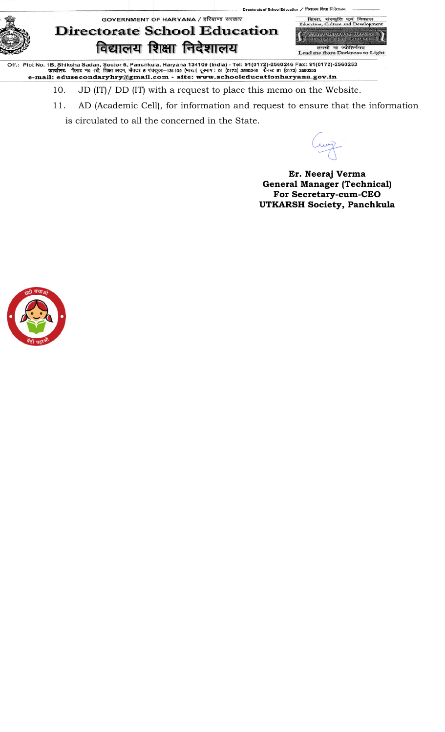10. JD (IT)/ DD (IT) with a request to place this memo on the Website.

11. AD (Academic Cell), for information and request to ensure that the information is circulated to all the concerned in the State.

**Er. Neeraj Verma**
**General Manager (Technical)**
**For Secretary-cum-CEO**
**UTKARSH Society, Panchkula**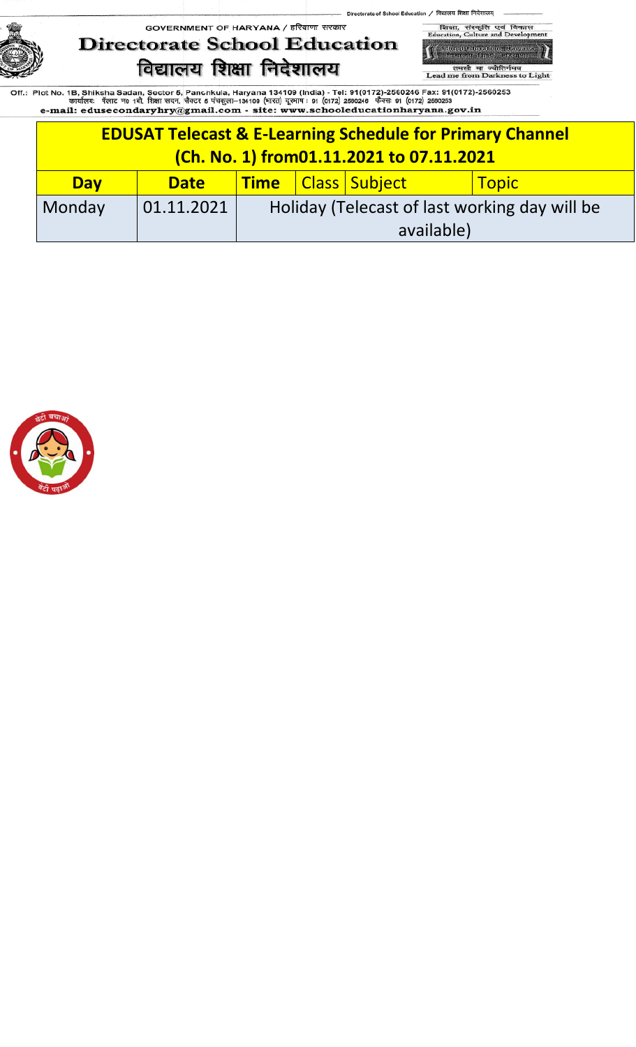GOVERNMENT OF HARYANA / हरियाणा सरकार

# Directorate School Education
# विद्यालय शिक्षा निदेशालय

शिक्षा, संस्कृति एवं विकास
Education, Culture and Development

तमसो मा ज्योतिर्गमय
Lead me from Darkness to Light

Off.: Plot No. 1B, Shiksha Sadan, Sector 5, Panchkula, Haryana 134109 (India) - Tel: 91(0172)-2560246 Fax: 91(0172)-2560253
कार्यालय: प्लाट न0 1बी, शिक्षा सदन, सैक्टर 5 पंचकुला–134109 (भारत) दूरभाष : 91 (0172) 2560246 फैक्स: 91 (0172) 2560253
e-mail: edusecondaryhry@gmail.com - site: www.schooleducationharyana.gov.in

| EDUSAT Telecast & E-Learning Schedule for Primary Channel (Ch. No. 1) from01.11.2021 to 07.11.2021 | | | | | |
|---|---|---|---|---|---|
| **Day** | **Date** | **Time** | Class | Subject | Topic |
| Monday | 01.11.2021 | Holiday (Telecast of last working day will be available) | | | |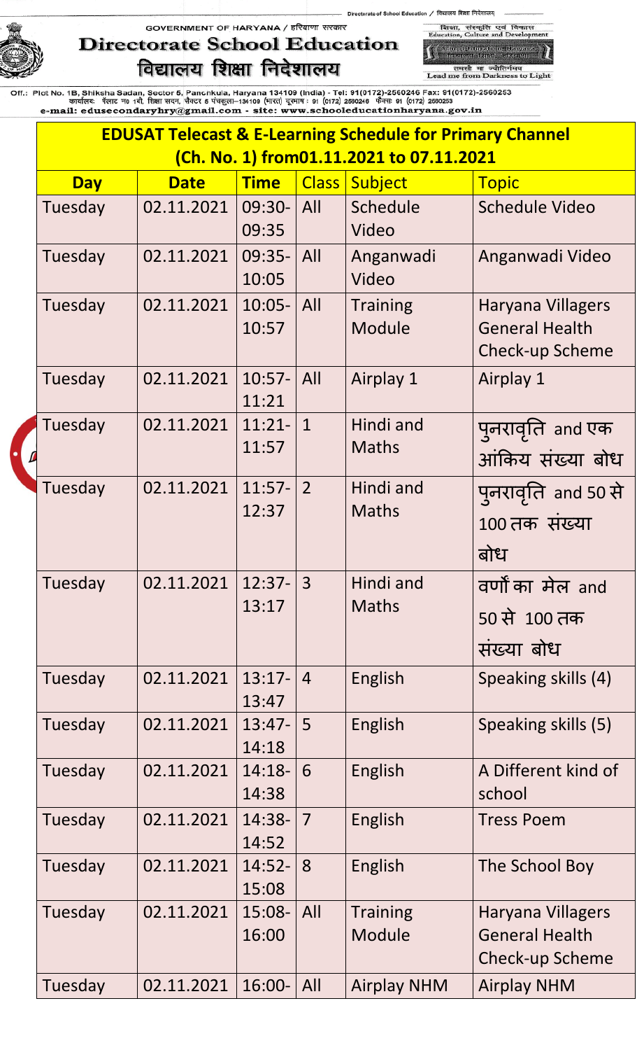GOVERNMENT OF HARYANA / हरियाणा सरकार

# Directorate School Education
# विद्यालय शिक्षा निदेशालय

शिक्षा, संस्कृति एवं विकास
Education, Culture and Development

तमसो मा ज्योतिर्गमय
Lead me from Darkness to Light

Off.: Plot No. 1B, Shiksha Sadan, Sector 5, Panchkula, Haryana 134109 (India) - Tel: 91(0172)-2560246 Fax: 91(0172)-2560253
कार्यालय: प्लाट न0 1बी, शिक्षा सदन, सैक्टर 5 पंचकूला–134109 (भारत) दूरभाष : 91 (0172) 2560246 फैक्स: 91 (0172) 2560253
e-mail: edusecondaryhry@gmail.com - site: www.schooleducationharyana.gov.in

## EDUSAT Telecast & E-Learning Schedule for Primary Channel (Ch. No. 1) from01.11.2021 to 07.11.2021

| Day | Date | Time | Class | Subject | Topic |
|---|---|---|---|---|---|
| Tuesday | 02.11.2021 | 09:30-09:35 | All | Schedule Video | Schedule Video |
| Tuesday | 02.11.2021 | 09:35-10:05 | All | Anganwadi Video | Anganwadi Video |
| Tuesday | 02.11.2021 | 10:05-10:57 | All | Training Module | Haryana Villagers General Health Check-up Scheme |
| Tuesday | 02.11.2021 | 10:57-11:21 | All | Airplay 1 | Airplay 1 |
| Tuesday | 02.11.2021 | 11:21-11:57 | 1 | Hindi and Maths | पुनरावृति and एक आंकिय संख्या बोध |
| Tuesday | 02.11.2021 | 11:57-12:37 | 2 | Hindi and Maths | पुनरावृति and 50 से 100 तक संख्या बोध |
| Tuesday | 02.11.2021 | 12:37-13:17 | 3 | Hindi and Maths | वर्णों का मेल and 50 से 100 तक संख्या बोध |
| Tuesday | 02.11.2021 | 13:17-13:47 | 4 | English | Speaking skills (4) |
| Tuesday | 02.11.2021 | 13:47-14:18 | 5 | English | Speaking skills (5) |
| Tuesday | 02.11.2021 | 14:18-14:38 | 6 | English | A Different kind of school |
| Tuesday | 02.11.2021 | 14:38-14:52 | 7 | English | Tress Poem |
| Tuesday | 02.11.2021 | 14:52-15:08 | 8 | English | The School Boy |
| Tuesday | 02.11.2021 | 15:08-16:00 | All | Training Module | Haryana Villagers General Health Check-up Scheme |
| Tuesday | 02.11.2021 | 16:00- | All | Airplay NHM | Airplay NHM |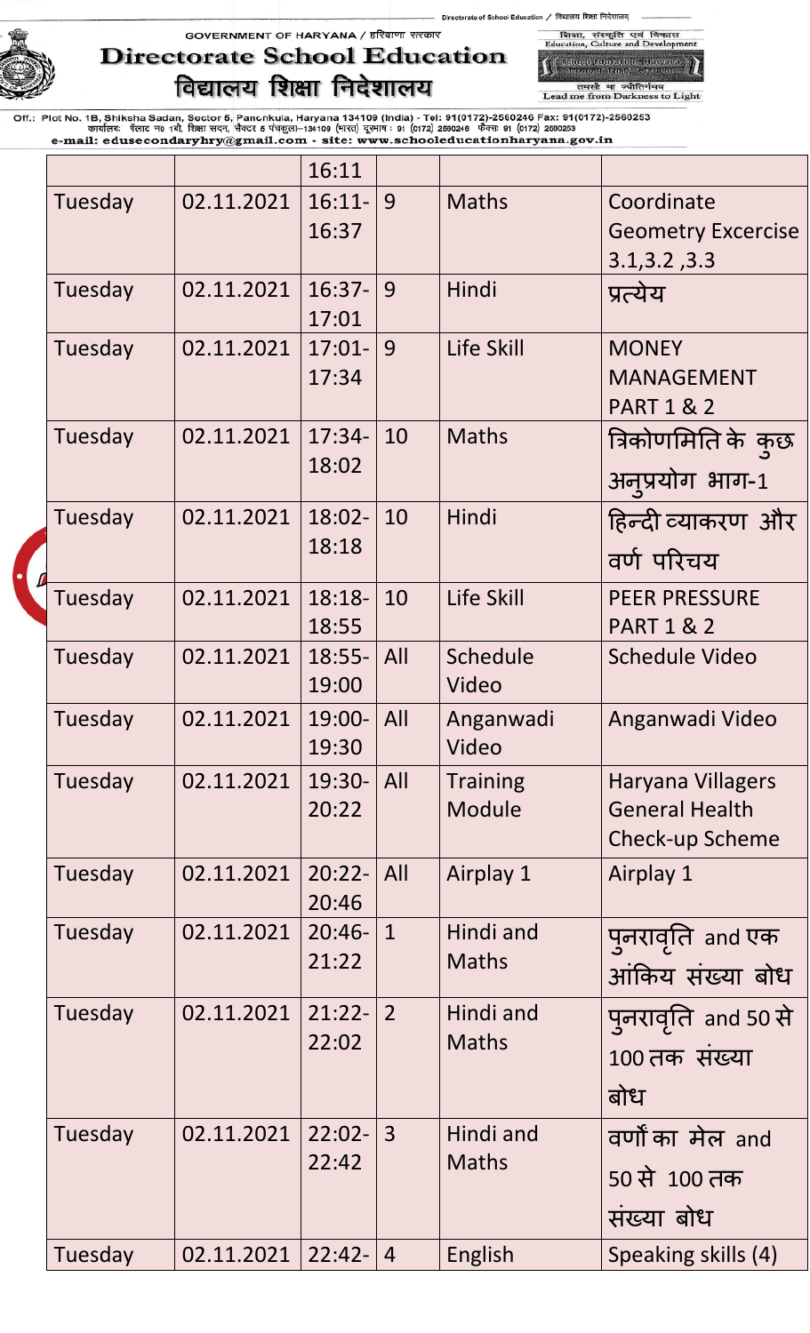| | | 16:11 | | | |
|---|---|---|---|---|---|
| Tuesday | 02.11.2021 | 16:11-16:37 | 9 | Maths | Coordinate Geometry Excercise 3.1,3.2 ,3.3 |
| Tuesday | 02.11.2021 | 16:37-17:01 | 9 | Hindi | प्रत्येय |
| Tuesday | 02.11.2021 | 17:01-17:34 | 9 | Life Skill | MONEY MANAGEMENT PART 1 & 2 |
| Tuesday | 02.11.2021 | 17:34-18:02 | 10 | Maths | त्रिकोणमिति के कुछ अनुप्रयोग भाग-1 |
| Tuesday | 02.11.2021 | 18:02-18:18 | 10 | Hindi | हिन्दी व्याकरण और वर्ण परिचय |
| Tuesday | 02.11.2021 | 18:18-18:55 | 10 | Life Skill | PEER PRESSURE PART 1 & 2 |
| Tuesday | 02.11.2021 | 18:55-19:00 | All | Schedule Video | Schedule Video |
| Tuesday | 02.11.2021 | 19:00-19:30 | All | Anganwadi Video | Anganwadi Video |
| Tuesday | 02.11.2021 | 19:30-20:22 | All | Training Module | Haryana Villagers General Health Check-up Scheme |
| Tuesday | 02.11.2021 | 20:22-20:46 | All | Airplay 1 | Airplay 1 |
| Tuesday | 02.11.2021 | 20:46-21:22 | 1 | Hindi and Maths | पुनरावृति and एक आंकिय संख्या बोध |
| Tuesday | 02.11.2021 | 21:22-22:02 | 2 | Hindi and Maths | पुनरावृति and 50 से 100 तक संख्या बोध |
| Tuesday | 02.11.2021 | 22:02-22:42 | 3 | Hindi and Maths | वर्णों का मेल and 50 से 100 तक संख्या बोध |
| Tuesday | 02.11.2021 | 22:42- | 4 | English | Speaking skills (4) |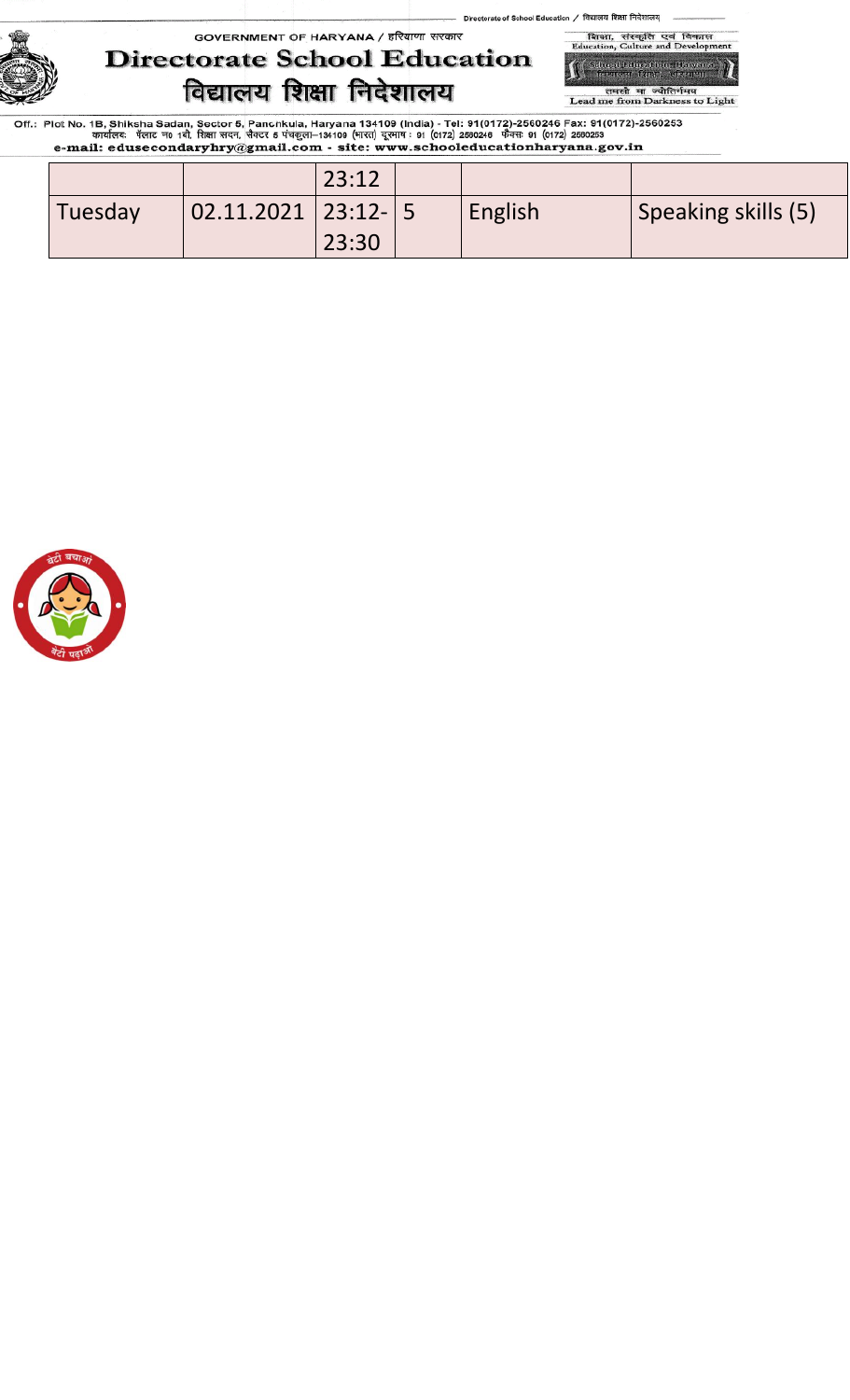| | | 23:12 | | | |
|---|---|---|---|---|---|
| Tuesday | 02.11.2021 | 23:12-23:30 | 5 | English | Speaking skills (5) |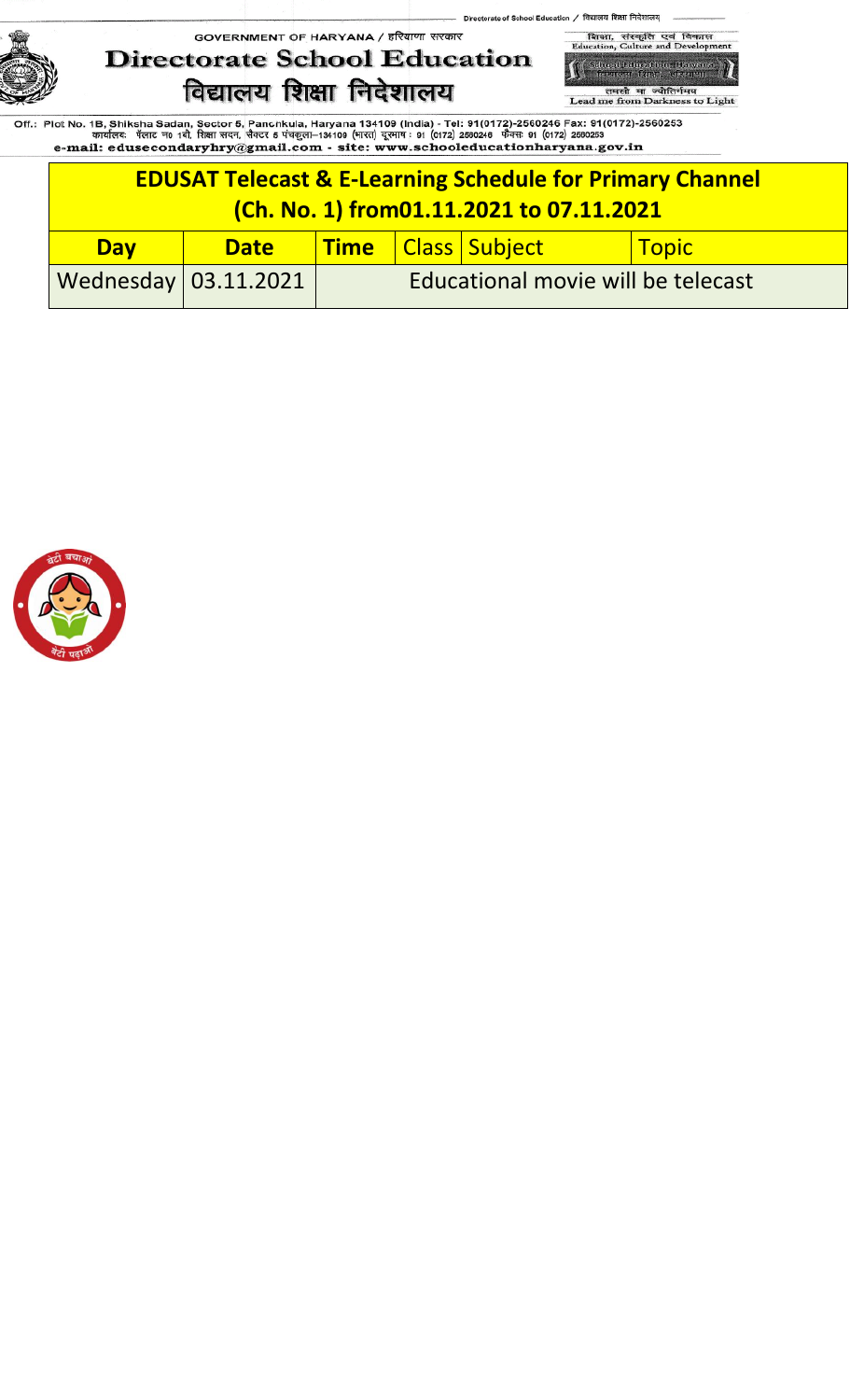Directorate of School Education / विद्यालय शिक्षा निदेशालय

GOVERNMENT OF HARYANA / हरियाणा सरकार

# Directorate School Education
# विद्यालय शिक्षा निदेशालय

शिक्षा, संस्कृति एवं विकास
Education, Culture and Development

तमसो मा ज्योतिर्गमय
Lead me from Darkness to Light

Off.: Plot No. 1B, Shiksha Sadan, Sector 5, Panchkula, Haryana 134109 (India) - Tel: 91(0172)-2560246 Fax: 91(0172)-2560253
कार्यालयः प्लाट न0 1बी, शिक्षा सदन, सैक्टर 5 पंचकूला–134109 (भारत) दूरभाष : 91 (0172) 2560246 फैक्सः 91 (0172) 2560253
e-mail: edusecondaryhry@gmail.com - site: www.schooleducationharyana.gov.in

## EDUSAT Telecast & E-Learning Schedule for Primary Channel (Ch. No. 1) from01.11.2021 to 07.11.2021

| Day | Date | Time | Class | Subject | Topic |
|---|---|---|---|---|---|
| Wednesday | 03.11.2021 | Educational movie will be telecast | | | |

बेटी बचाओ बेटी पढ़ाओ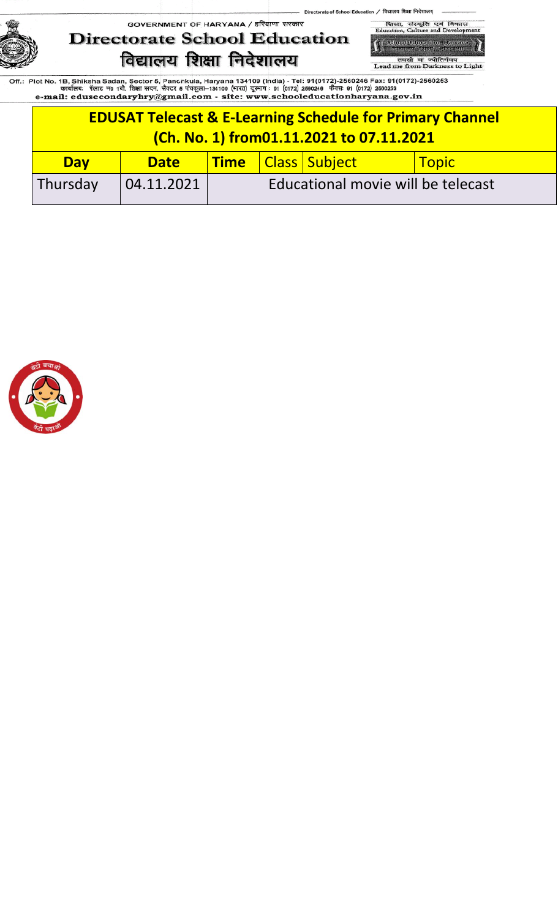GOVERNMENT OF HARYANA / हरियाणा सरकार

# Directorate School Education
# विद्यालय शिक्षा निदेशालय

शिक्षा, संस्कृति एवं विकास
Education, Culture and Development

तमसो मा ज्योतिर्गमय
Lead me from Darkness to Light

Off.: Plot No. 1B, Shiksha Sadan, Sector 5, Panchkula, Haryana 134109 (India) - Tel: 91(0172)-2560246 Fax: 91(0172)-2560253
कार्यालय: प्लाट न0 1बी, शिक्षा सदन, सैक्टर 5 पंचकुला–134109 (भारत) दूरभाष : 91 (0172) 2560246 फैक्स: 91 (0172) 2560253
e-mail: edusecondaryhry@gmail.com - site: www.schooleducationharyana.gov.in

## EDUSAT Telecast & E-Learning Schedule for Primary Channel (Ch. No. 1) from01.11.2021 to 07.11.2021

| Day | Date | Time | Class | Subject | Topic |
|---|---|---|---|---|---|
| Thursday | 04.11.2021 | Educational movie will be telecast | | | |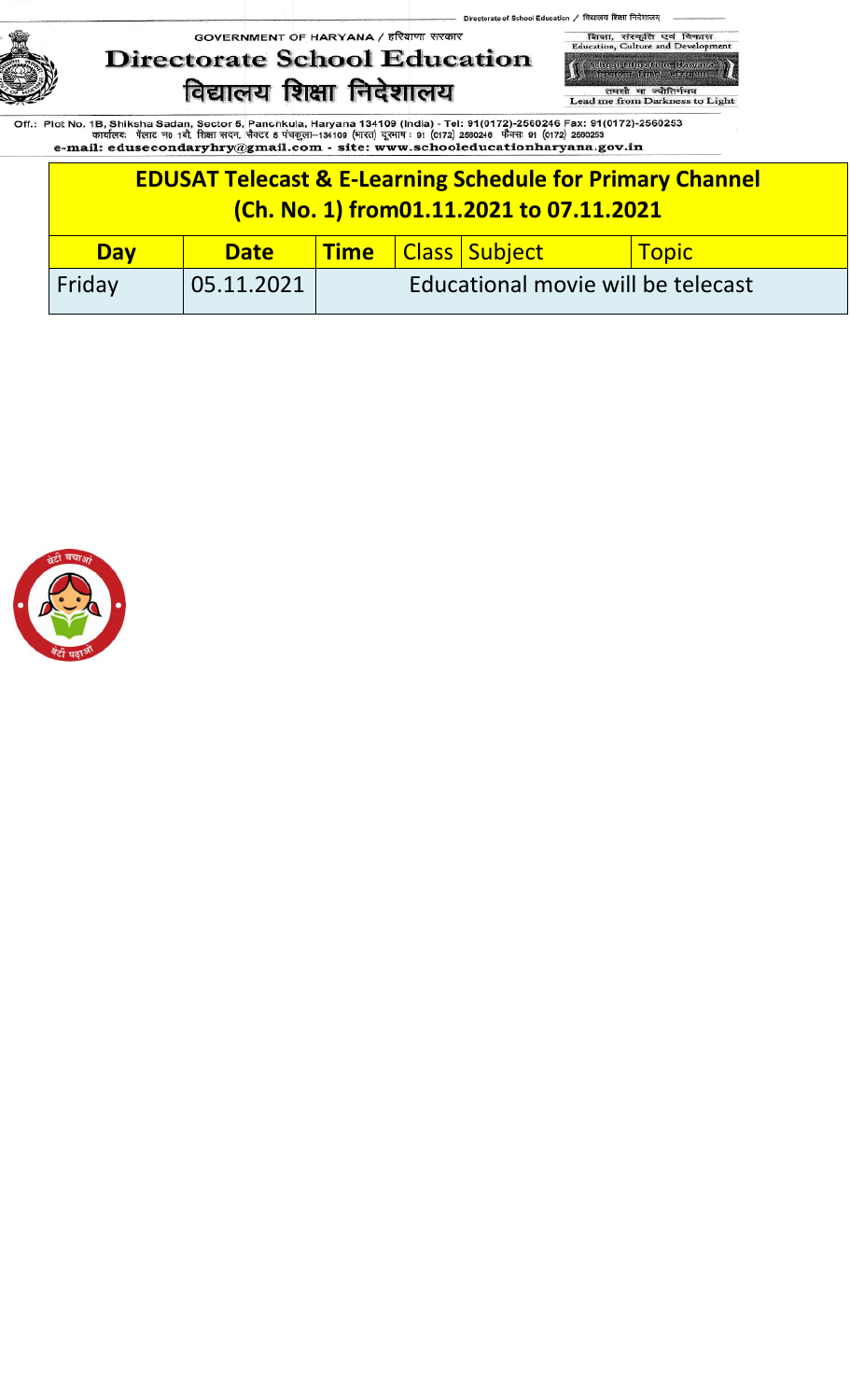Directorate of School Education / विद्यालय शिक्षा निदेशालय

GOVERNMENT OF HARYANA / हरियाणा सरकार

# Directorate School Education
# विद्यालय शिक्षा निदेशालय

शिक्षा, संस्कृति एवं विकास
Education, Culture and Development

तमसो मा ज्योतिर्गमय
Lead me from Darkness to Light

Off.: Plot No. 1B, Shiksha Sadan, Sector 5, Panchkula, Haryana 134109 (India) - Tel: 91(0172)-2560246 Fax: 91(0172)-2560253
कार्यालयः प्लाट न0 1बी, शिक्षा सदन, सैक्टर 5 पंचकुला–134109 (भारत) दूरभाष : 91 (0172) 2560246 फैक्सः 91 (0172) 2560253
e-mail: edusecondaryhry@gmail.com - site: www.schooleducationharyana.gov.in

| **EDUSAT Telecast & E-Learning Schedule for Primary Channel (Ch. No. 1) from01.11.2021 to 07.11.2021** | | | | | |
|---|---|---|---|---|---|
| **Day** | **Date** | **Time** | Class | Subject | Topic |
| Friday | 05.11.2021 | Educational movie will be telecast | | | |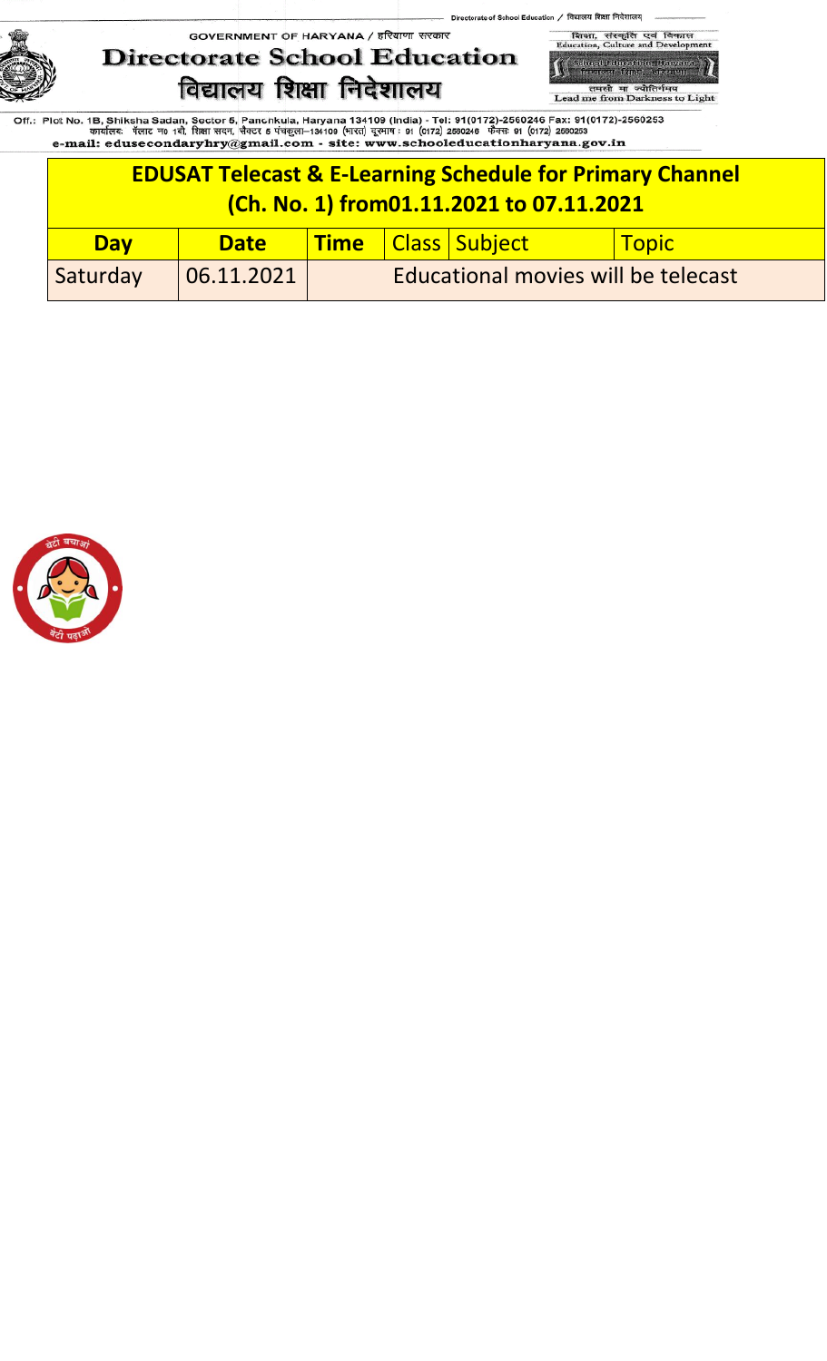Directorate of School Education / विद्यालय शिक्षा निदेशालय

GOVERNMENT OF HARYANA / हरियाणा सरकार

# Directorate School Education

# विद्यालय शिक्षा निदेशालय

शिक्षा, संस्कृति एवं विकास
Education, Culture and Development

तमसो मा ज्योतिर्गमय
Lead me from Darkness to Light

Off.: Plot No. 1B, Shiksha Sadan, Sector 5, Panchkula, Haryana 134109 (India) - Tel: 91(0172)-2560246 Fax: 91(0172)-2560253
कार्यालयः प्लॉट न0 1बी, शिक्षा सदन, सैक्टर 5 पंचकुला–134109 (भारत) दूरभाष : 91 (0172) 2560246 फैक्स: 91 (0172) 2560253
e-mail: edusecondaryhry@gmail.com - site: www.schooleducationharyana.gov.in

## EDUSAT Telecast & E-Learning Schedule for Primary Channel (Ch. No. 1) from01.11.2021 to 07.11.2021

| Day | Date | Time | Class | Subject | Topic |
|---|---|---|---|---|---|
| Saturday | 06.11.2021 | Educational movies will be telecast | | | |

बेटी बचाओ बेटी पढ़ाओ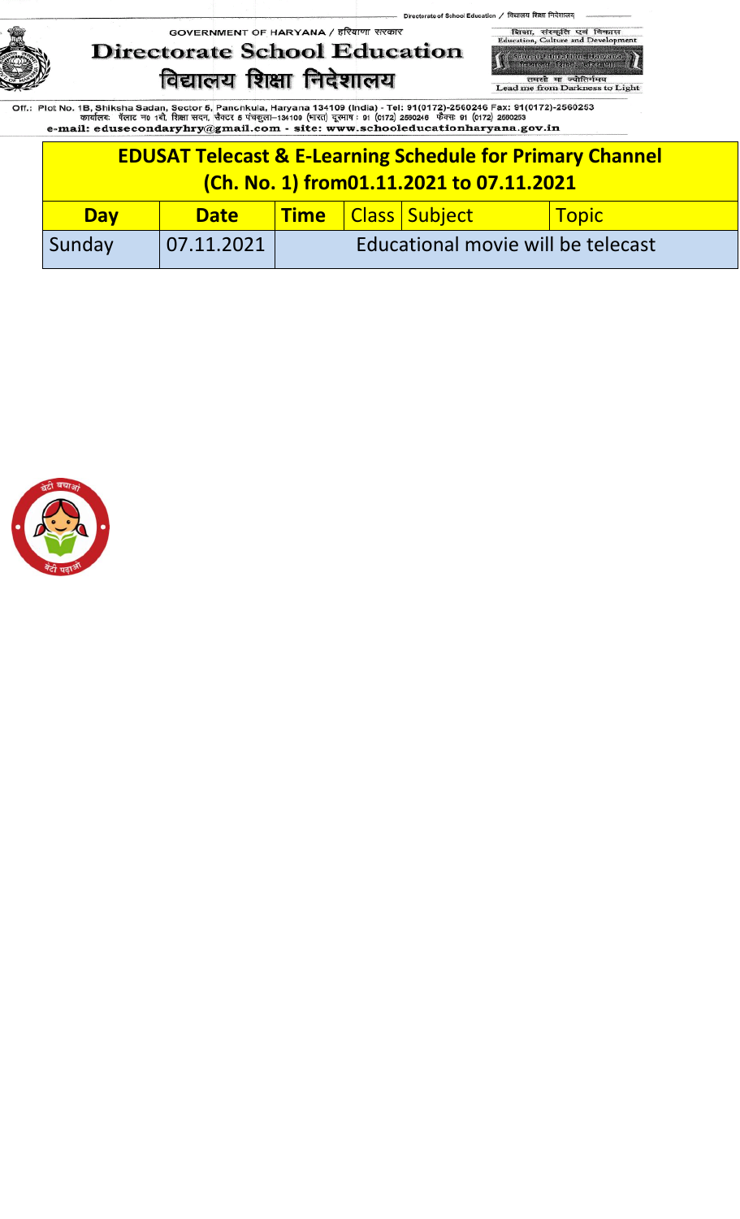Directorate of School Education / विद्यालय शिक्षा निदेशालय

GOVERNMENT OF HARYANA / हरियाणा सरकार

# Directorate School Education
# विद्यालय शिक्षा निदेशालय

शिक्षा, संस्कृति एवं विकास
Education, Culture and Development

तमसो मा ज्योतिर्गमय
Lead me from Darkness to Light

Off.: Plot No. 1B, Shiksha Sadan, Sector 5, Panchkula, Haryana 134109 (India) - Tel: 91(0172)-2560246 Fax: 91(0172)-2560253
कार्यालयः प्लॉट न0 1बी, शिक्षा सदन, सैक्टर 5 पंचकूला–134109 (भारत) दूरभाष : 91 (0172) 2560246 फैक्सः 91 (0172) 2560253
e-mail: edusecondaryhry@gmail.com - site: www.schooleducationharyana.gov.in

## EDUSAT Telecast & E-Learning Schedule for Primary Channel (Ch. No. 1) from01.11.2021 to 07.11.2021

| Day | Date | Time | Class | Subject | Topic |
|---|---|---|---|---|---|
| Sunday | 07.11.2021 | Educational movie will be telecast | | | |

बेटी बचाओ बेटी पढ़ाओ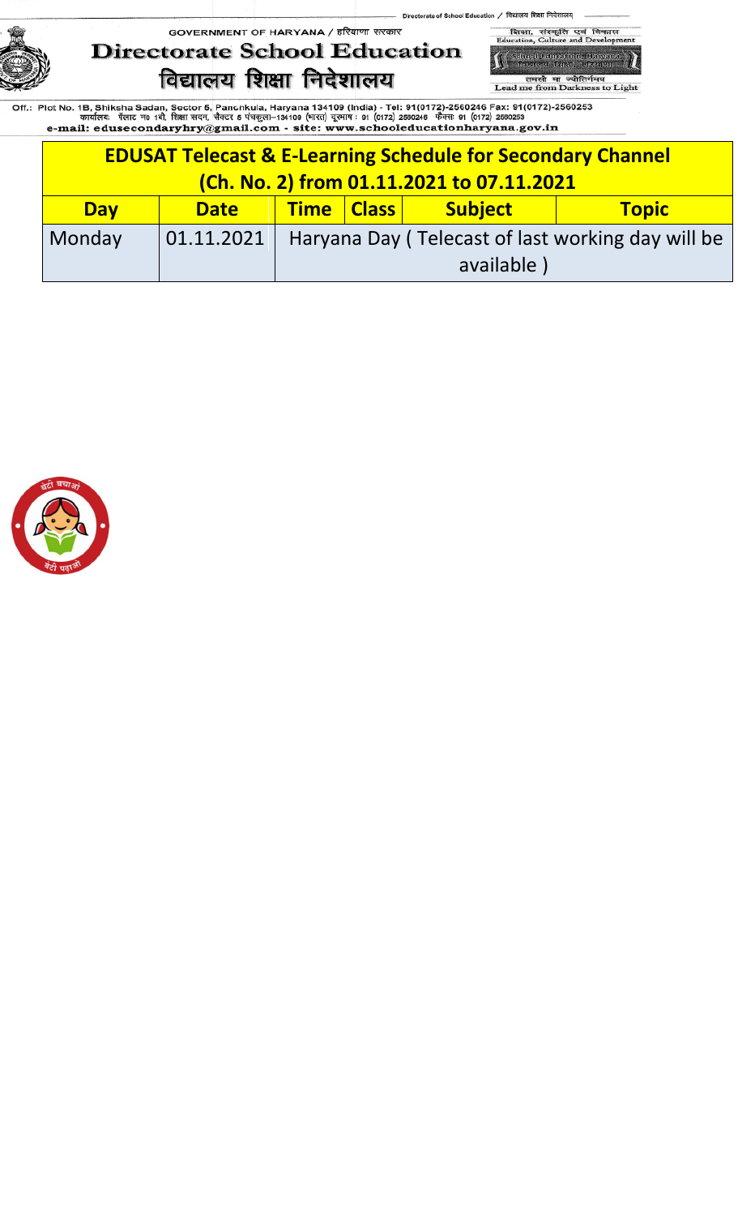Directorate of School Education / विद्यालय शिक्षा निदेशालय

GOVERNMENT OF HARYANA / हरियाणा सरकार

# Directorate School Education
# विद्यालय शिक्षा निदेशालय

शिक्षा, संस्कृति एवं विकास
Education, Culture and Development

तमसो मा ज्योतिर्गमय
Lead me from Darkness to Light

Off.: Plot No. 1B, Shiksha Sadan, Sector 5, Panchkula, Haryana 134109 (India) - Tel: 91(0172)-2560246 Fax: 91(0172)-2560253
कार्यालयः प्लाट न0 1बी, शिक्षा सदन, सैक्टर 5 पंचकुला–134109 (भारत) दूरभाष : 91 (0172) 2560246 फैक्सः 91 (0172) 2560253
e-mail: edusecondaryhry@gmail.com - site: www.schooleducationharyana.gov.in

| EDUSAT Telecast & E-Learning Schedule for Secondary Channel (Ch. No. 2) from 01.11.2021 to 07.11.2021 | | | | | |
|---|---|---|---|---|---|
| **Day** | **Date** | **Time** | **Class** | **Subject** | **Topic** |
| Monday | 01.11.2021 | Haryana Day ( Telecast of last working day will be available ) | | | |

बेटी बचाओ बेटी पढ़ाओ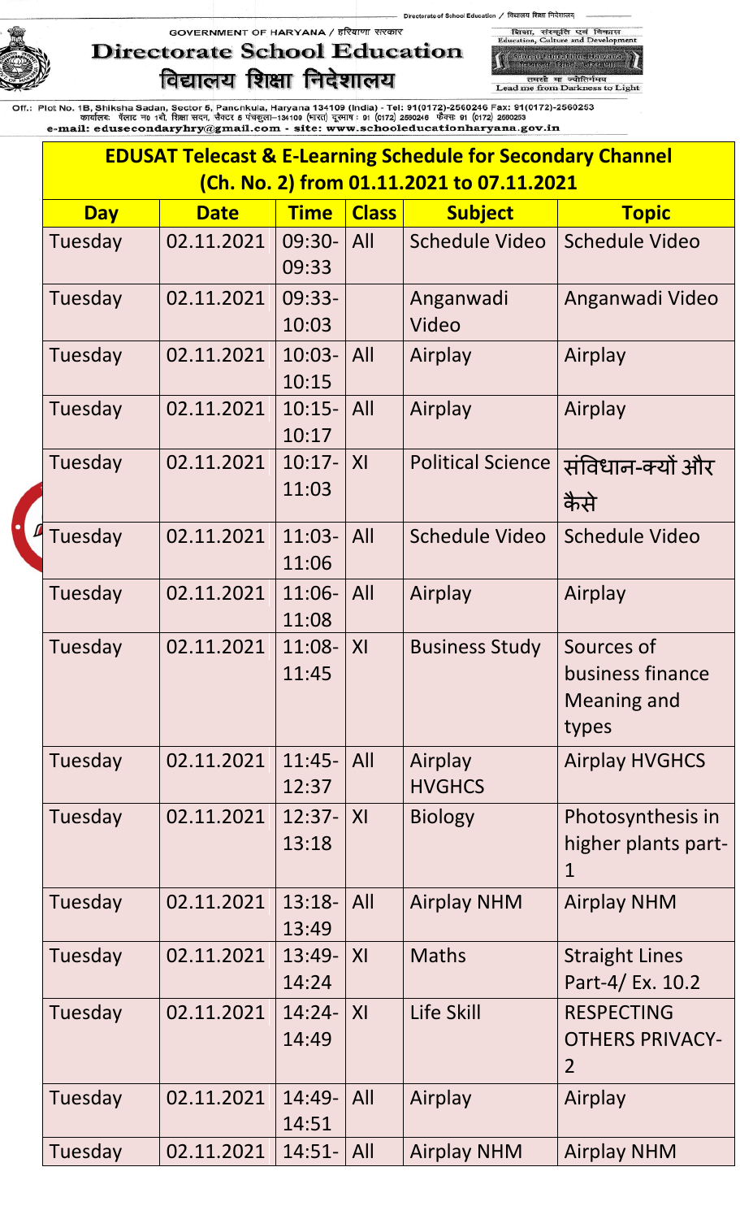GOVERNMENT OF HARYANA / हरियाणा सरकार

# Directorate School Education
# विद्यालय शिक्षा निदेशालय

Off.: Plot No. 1B, Shiksha Sadan, Sector 5, Panchkula, Haryana 134109 (India) - Tel: 91(0172)-2560246 Fax: 91(0172)-2560253
कार्यालय: प्लाट न० 1बी, शिक्षा सदन, सैक्टर 5 पंचकूला–134109 (भारत) दूरभाष : 91 (0172) 2560246 फैक्स 91 (0172) 2560253
e-mail: edusecondaryhry@gmail.com - site: www.schooleducationharyana.gov.in

| EDUSAT Telecast & E-Learning Schedule for Secondary Channel (Ch. No. 2) from 01.11.2021 to 07.11.2021 | | | | | |
|---|---|---|---|---|---|
| **Day** | **Date** | **Time** | **Class** | **Subject** | **Topic** |
| Tuesday | 02.11.2021 | 09:30-09:33 | All | Schedule Video | Schedule Video |
| Tuesday | 02.11.2021 | 09:33-10:03 | | Anganwadi Video | Anganwadi Video |
| Tuesday | 02.11.2021 | 10:03-10:15 | All | Airplay | Airplay |
| Tuesday | 02.11.2021 | 10:15-10:17 | All | Airplay | Airplay |
| Tuesday | 02.11.2021 | 10:17-11:03 | XI | Political Science | संविधान-क्यों और कैसे |
| Tuesday | 02.11.2021 | 11:03-11:06 | All | Schedule Video | Schedule Video |
| Tuesday | 02.11.2021 | 11:06-11:08 | All | Airplay | Airplay |
| Tuesday | 02.11.2021 | 11:08-11:45 | XI | Business Study | Sources of business finance Meaning and types |
| Tuesday | 02.11.2021 | 11:45-12:37 | All | Airplay HVGHCS | Airplay HVGHCS |
| Tuesday | 02.11.2021 | 12:37-13:18 | XI | Biology | Photosynthesis in higher plants part-1 |
| Tuesday | 02.11.2021 | 13:18-13:49 | All | Airplay NHM | Airplay NHM |
| Tuesday | 02.11.2021 | 13:49-14:24 | XI | Maths | Straight Lines Part-4/ Ex. 10.2 |
| Tuesday | 02.11.2021 | 14:24-14:49 | XI | Life Skill | RESPECTING OTHERS PRIVACY-2 |
| Tuesday | 02.11.2021 | 14:49-14:51 | All | Airplay | Airplay |
| Tuesday | 02.11.2021 | 14:51- | All | Airplay NHM | Airplay NHM |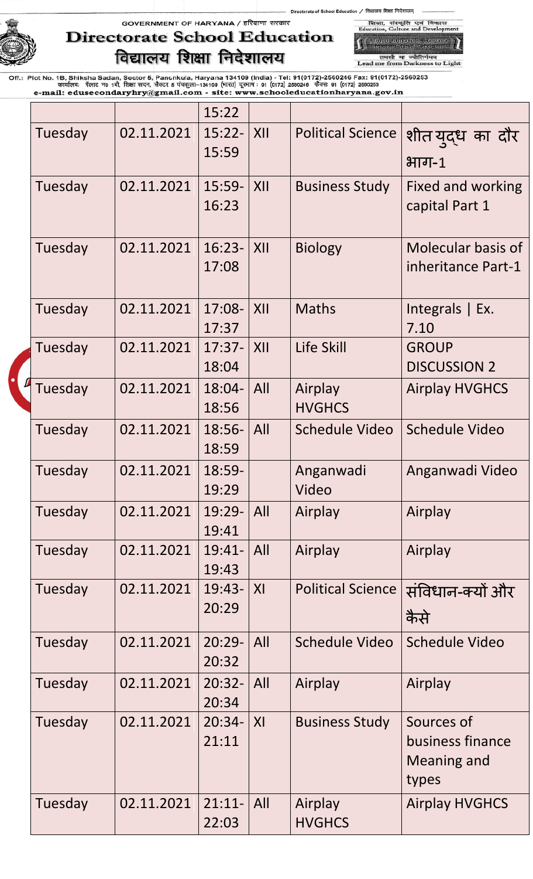GOVERNMENT OF HARYANA / हरियाणा सरकार

# Directorate School Education

# विद्यालय शिक्षा निदेशालय

Off.: Plot No. 1B, Shiksha Sadan, Sector 5, Panchkula, Haryana 134109 (India) - Tel: 91(0172)-2560246 Fax: 91(0172)-2560253
कार्यालयः प्लॉट न0 1बी, शिक्षा सदन, सैक्टर 5 पंचकूला–134109 (भारत) दूरभाष : 91 (0172) 2560246 फैक्सः 91 (0172) 2560253
e-mail: edusecondaryhry@gmail.com - site: www.schooleducationharyana.gov.in

| | | | | | |
|---|---|---|---|---|---|
| | | 15:22 | | | |
| Tuesday | 02.11.2021 | 15:22-15:59 | XII | Political Science | शीत युद्ध का दौर भाग-1 |
| Tuesday | 02.11.2021 | 15:59-16:23 | XII | Business Study | Fixed and working capital Part 1 |
| Tuesday | 02.11.2021 | 16:23-17:08 | XII | Biology | Molecular basis of inheritance Part-1 |
| Tuesday | 02.11.2021 | 17:08-17:37 | XII | Maths | Integrals \| Ex. 7.10 |
| Tuesday | 02.11.2021 | 17:37-18:04 | XII | Life Skill | GROUP DISCUSSION 2 |
| Tuesday | 02.11.2021 | 18:04-18:56 | All | Airplay HVGHCS | Airplay HVGHCS |
| Tuesday | 02.11.2021 | 18:56-18:59 | All | Schedule Video | Schedule Video |
| Tuesday | 02.11.2021 | 18:59-19:29 | | Anganwadi Video | Anganwadi Video |
| Tuesday | 02.11.2021 | 19:29-19:41 | All | Airplay | Airplay |
| Tuesday | 02.11.2021 | 19:41-19:43 | All | Airplay | Airplay |
| Tuesday | 02.11.2021 | 19:43-20:29 | XI | Political Science | संविधान-क्यों और कैसे |
| Tuesday | 02.11.2021 | 20:29-20:32 | All | Schedule Video | Schedule Video |
| Tuesday | 02.11.2021 | 20:32-20:34 | All | Airplay | Airplay |
| Tuesday | 02.11.2021 | 20:34-21:11 | XI | Business Study | Sources of business finance Meaning and types |
| Tuesday | 02.11.2021 | 21:11-22:03 | All | Airplay HVGHCS | Airplay HVGHCS |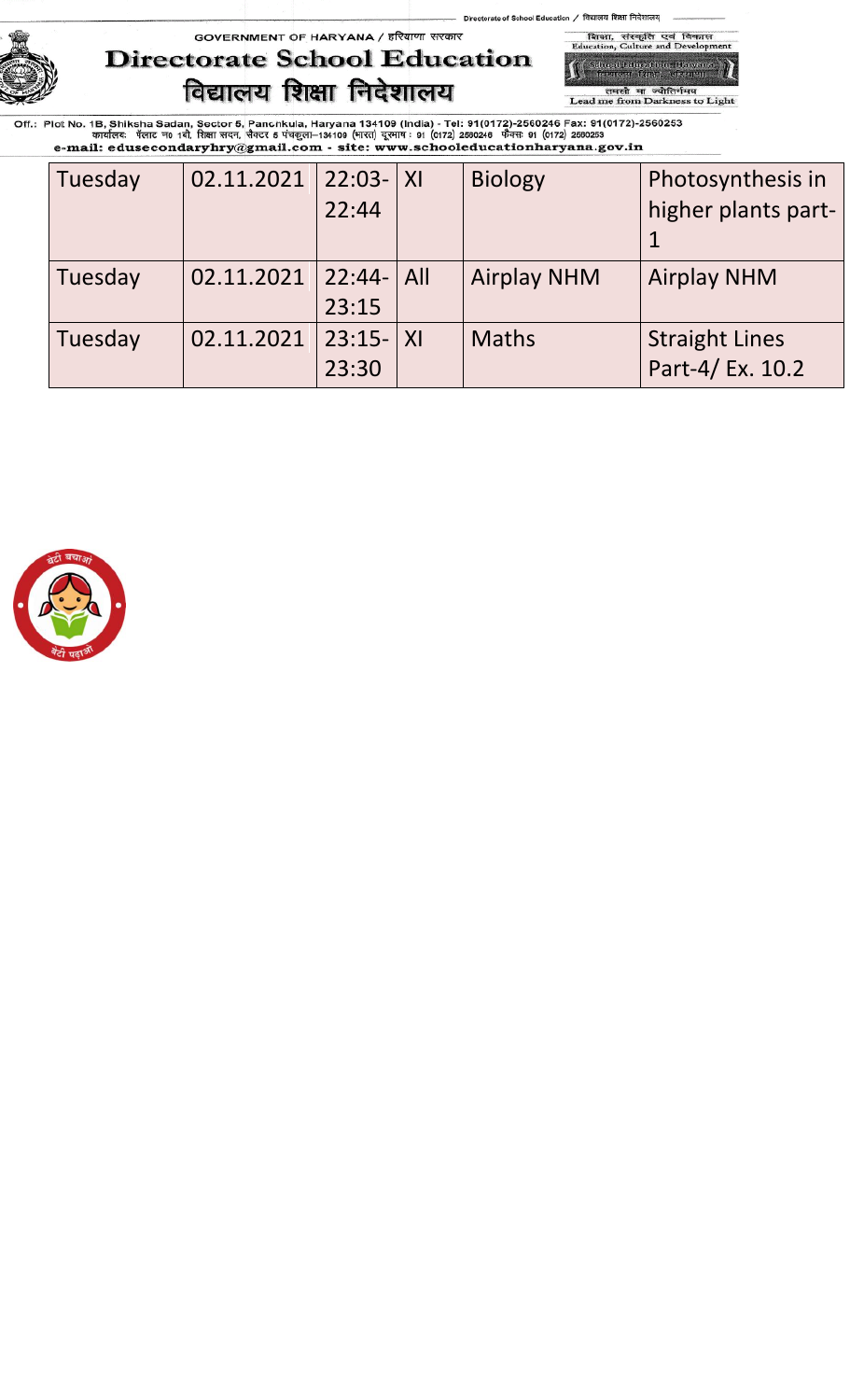| Tuesday | 02.11.2021 | 22:03-22:44 | XI | Biology | Photosynthesis in higher plants part-1 |
|---|---|---|---|---|---|
| Tuesday | 02.11.2021 | 22:44-23:15 | All | Airplay NHM | Airplay NHM |
| Tuesday | 02.11.2021 | 23:15-23:30 | XI | Maths | Straight Lines Part-4/ Ex. 10.2 |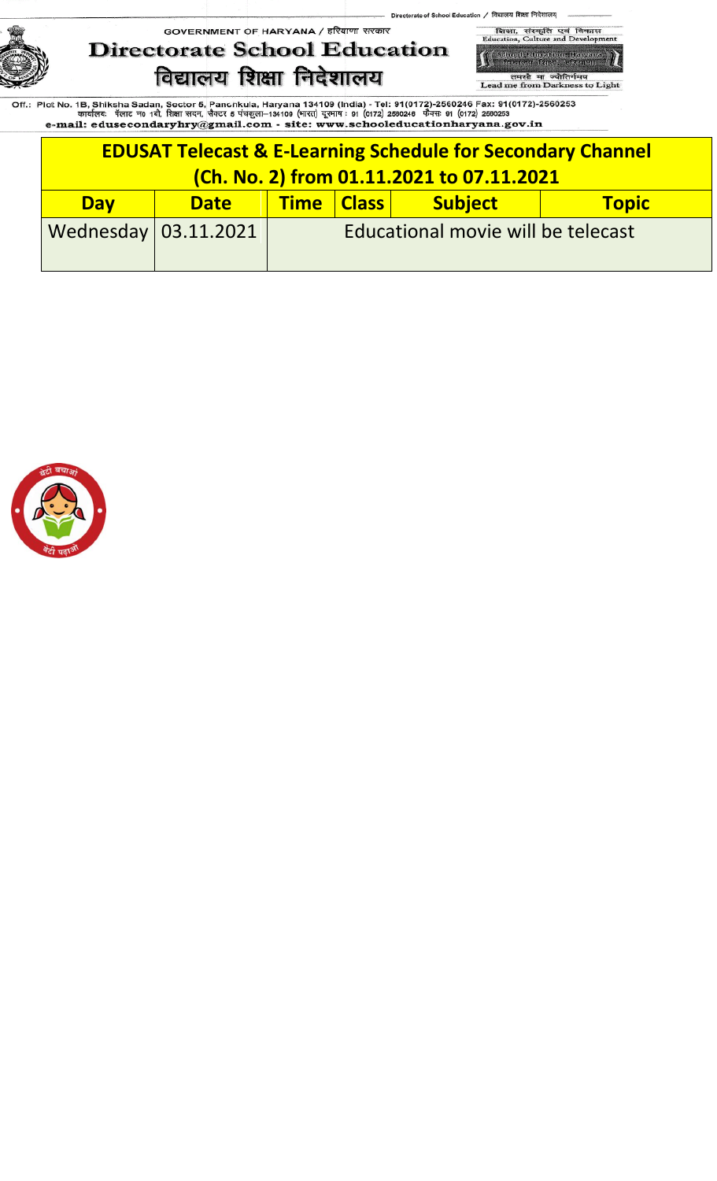GOVERNMENT OF HARYANA / हरियाणा सरकार

# Directorate School Education
# विद्यालय शिक्षा निदेशालय

शिक्षा, संस्कृति एवं विकास
Education, Culture and Development

तमसो मा ज्योतिर्गमय
Lead me from Darkness to Light

Off.: Plot No. 1B, Shiksha Sadan, Sector 5, Panchkula, Haryana 134109 (India) - Tel: 91(0172)-2560246 Fax: 91(0172)-2560253
कार्यालय: प्लाट न० 1बी, शिक्षा सदन, सैक्टर 5 पंचकूला–134109 (भारत) दूरभाष : 91 (0172) 2560246 फैक्स: 91 (0172) 2560253
e-mail: edusecondaryhry@gmail.com - site: www.schooleducationharyana.gov.in

## EDUSAT Telecast & E-Learning Schedule for Secondary Channel (Ch. No. 2) from 01.11.2021 to 07.11.2021

| Day | Date | Time | Class | Subject | Topic |
|---|---|---|---|---|---|
| Wednesday | 03.11.2021 | Educational movie will be telecast | | | |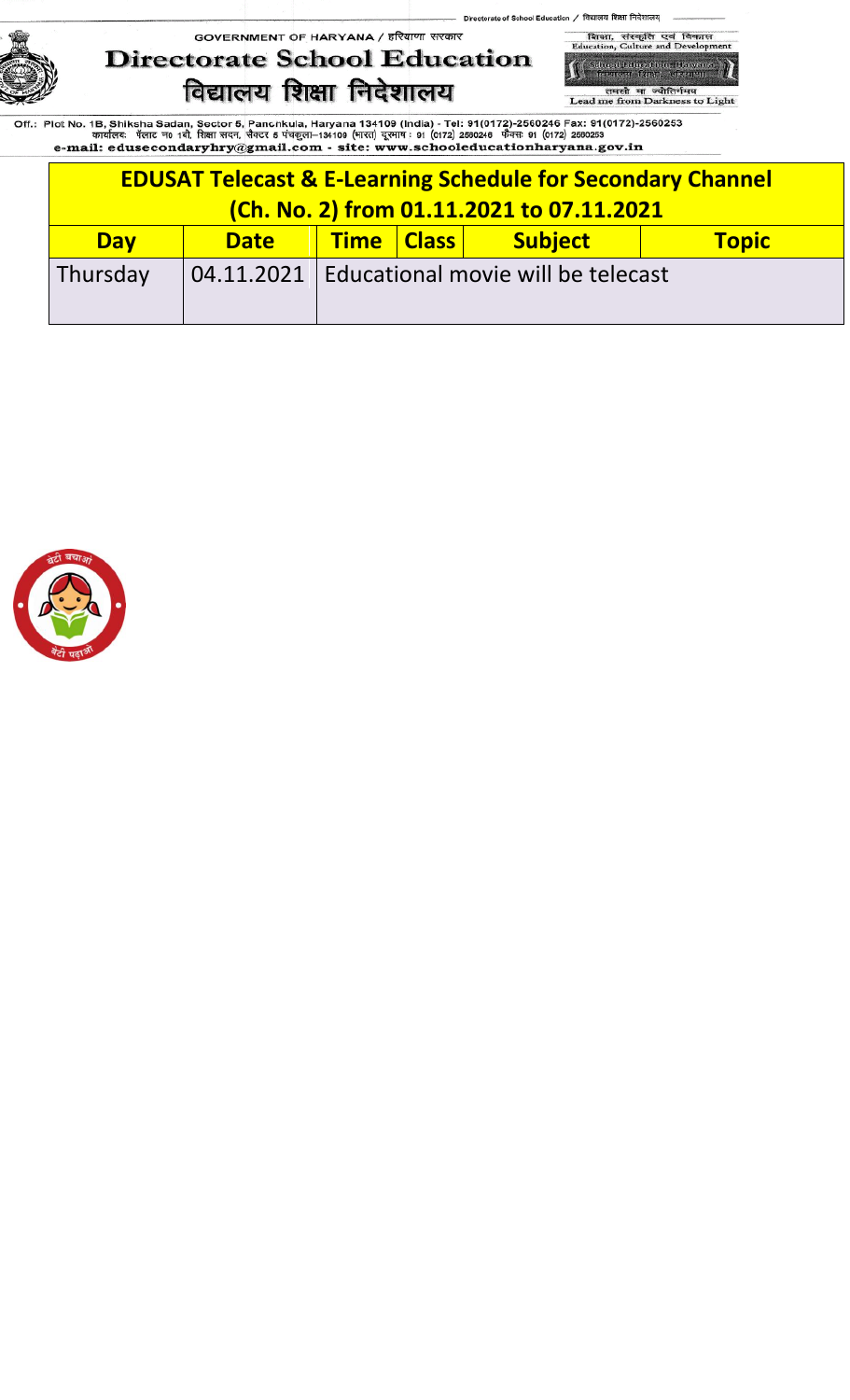GOVERNMENT OF HARYANA / हरियाणा सरकार

# Directorate School Education

# विद्यालय शिक्षा निदेशालय

शिक्षा, संस्कृति एवं विकास
Education, Culture and Development

तमसो मा ज्योतिर्गमय
Lead me from Darkness to Light

Off.: Plot No. 1B, Shiksha Sadan, Sector 5, Panchkula, Haryana 134109 (India) - Tel: 91(0172)-2560246 Fax: 91(0172)-2560253
कार्यालयः प्लॉट न0 1बी, शिक्षा सदन, सैक्टर 5 पंचकुला–134109 (भारत) दूरभाष : 91 (0172) 2560246 फैक्सः 91 (0172) 2560253
e-mail: edusecondaryhry@gmail.com - site: www.schooleducationharyana.gov.in

## EDUSAT Telecast & E-Learning Schedule for Secondary Channel (Ch. No. 2) from 01.11.2021 to 07.11.2021

| Day | Date | Time | Class | Subject | Topic |
|---|---|---|---|---|---|
| Thursday | 04.11.2021 | Educational movie will be telecast | | | |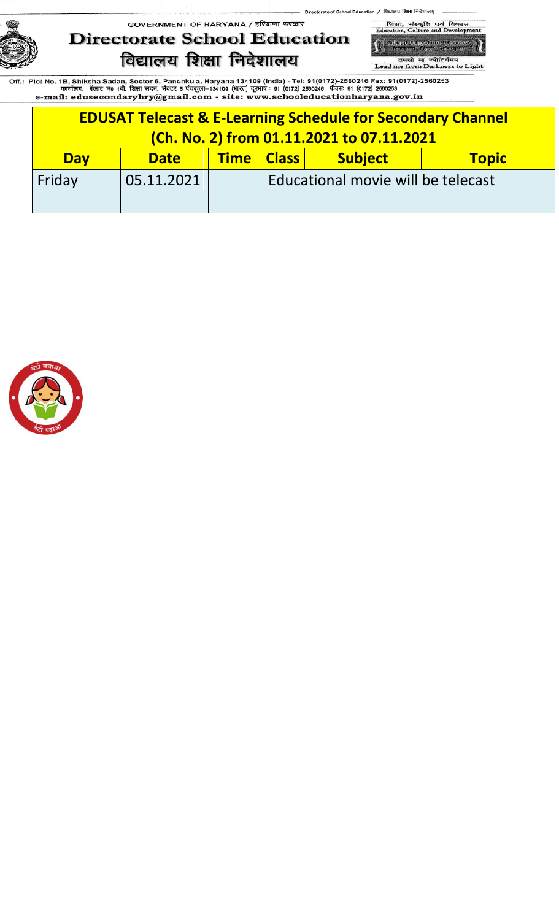GOVERNMENT OF HARYANA / हरियाणा सरकार

# Directorate School Education

# विद्यालय शिक्षा निदेशालय

शिक्षा, संस्कृति एवं विकास
Education, Culture and Development

तमसो मा ज्योतिर्गमय
Lead me from Darkness to Light

Off.: Plot No. 1B, Shiksha Sadan, Sector 5, Panchkula, Haryana 134109 (India) - Tel: 91(0172)-2560246 Fax: 91(0172)-2560253
कार्यालयः प्लाट न0 1बी, शिक्षा सदन, सैक्टर 5 पंचकुला–134109 (भारत) दूरभाष : 91 (0172) 2560246 फैक्स: 91 (0172) 2560253
e-mail: edusecondaryhry@gmail.com - site: www.schooleducationharyana.gov.in

| EDUSAT Telecast & E-Learning Schedule for Secondary Channel (Ch. No. 2) from 01.11.2021 to 07.11.2021 | | | | | |
|---|---|---|---|---|---|
| **Day** | **Date** | **Time** | **Class** | **Subject** | **Topic** |
| Friday | 05.11.2021 | Educational movie will be telecast | | | |

बेटी बचाओ बेटी पढ़ाओ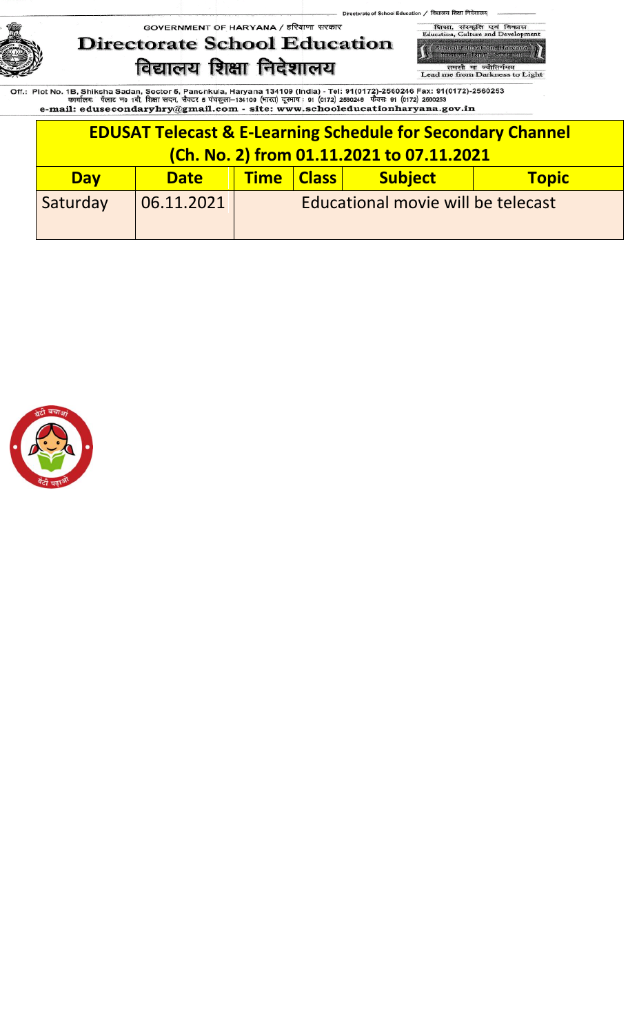Directorate of School Education / विद्यालय शिक्षा निदेशालय

GOVERNMENT OF HARYANA / हरियाणा सरकार

# Directorate School Education
# विद्यालय शिक्षा निदेशालय

शिक्षा, संस्कृति एवं विकास
Education, Culture and Development

School Education Haryana

तमसो मा ज्योतिर्गमय
Lead me from Darkness to Light

Off.: Plot No. 1B, Shiksha Sadan, Sector 5, Panchkula, Haryana 134109 (India) - Tel: 91(0172)-2560246 Fax: 91(0172)-2560253
कार्यालयः प्लॉट न0 1बी, शिक्षा सदन, सैक्टर 5 पंचकुला–134109 (भारत) दूरभाष : 91 (0172) 2560246 फैक्सः 91 (0172) 2560253
e-mail: edusecondaryhry@gmail.com - site: www.schooleducationharyana.gov.in

| EDUSAT Telecast & E-Learning Schedule for Secondary Channel (Ch. No. 2) from 01.11.2021 to 07.11.2021 | | | | | |
|---|---|---|---|---|---|
| **Day** | **Date** | **Time** | **Class** | **Subject** | **Topic** |
| Saturday | 06.11.2021 | Educational movie will be telecast | | | |

बेटी बचाओ बेटी पढ़ाओ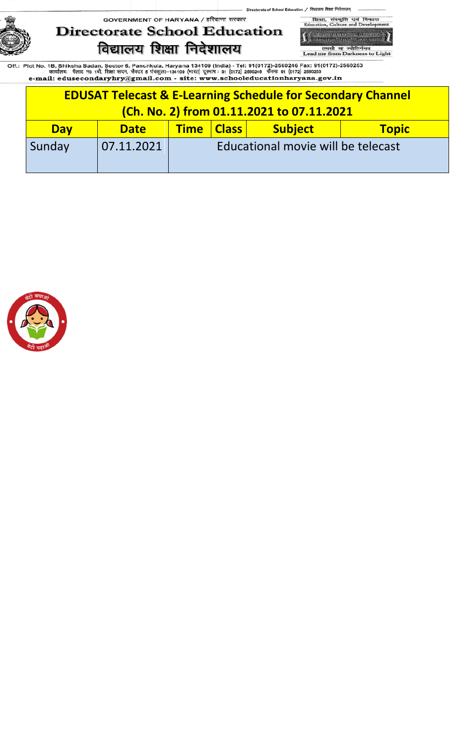GOVERNMENT OF HARYANA / हरियाणा सरकार

# Directorate School Education

# विद्यालय शिक्षा निदेशालय

शिक्षा, संस्कृति एवं विकास
Education, Culture and Development

तमसो मा ज्योतिर्गमय
Lead me from Darkness to Light

Off.: Plot No. 1B, Shiksha Sadan, Sector 5, Panchkula, Haryana 134109 (India) - Tel: 91(0172)-2560246 Fax: 91(0172)-2560253
कार्यालयः प्लॉट न0 1बी, शिक्षा सदन, सैक्टर 5 पंचकुला–134109 (भारत) दूरभाष : 91 (0172) 2560246 फैक्सः 91 (0172) 2560253
e-mail: edusecondaryhry@gmail.com - site: www.schooleducationharyana.gov.in

## EDUSAT Telecast & E-Learning Schedule for Secondary Channel (Ch. No. 2) from 01.11.2021 to 07.11.2021

| Day | Date | Time | Class | Subject | Topic |
|---|---|---|---|---|---|
| Sunday | 07.11.2021 | Educational movie will be telecast | | | |

बेटी बचाओ बेटी पढ़ाओ